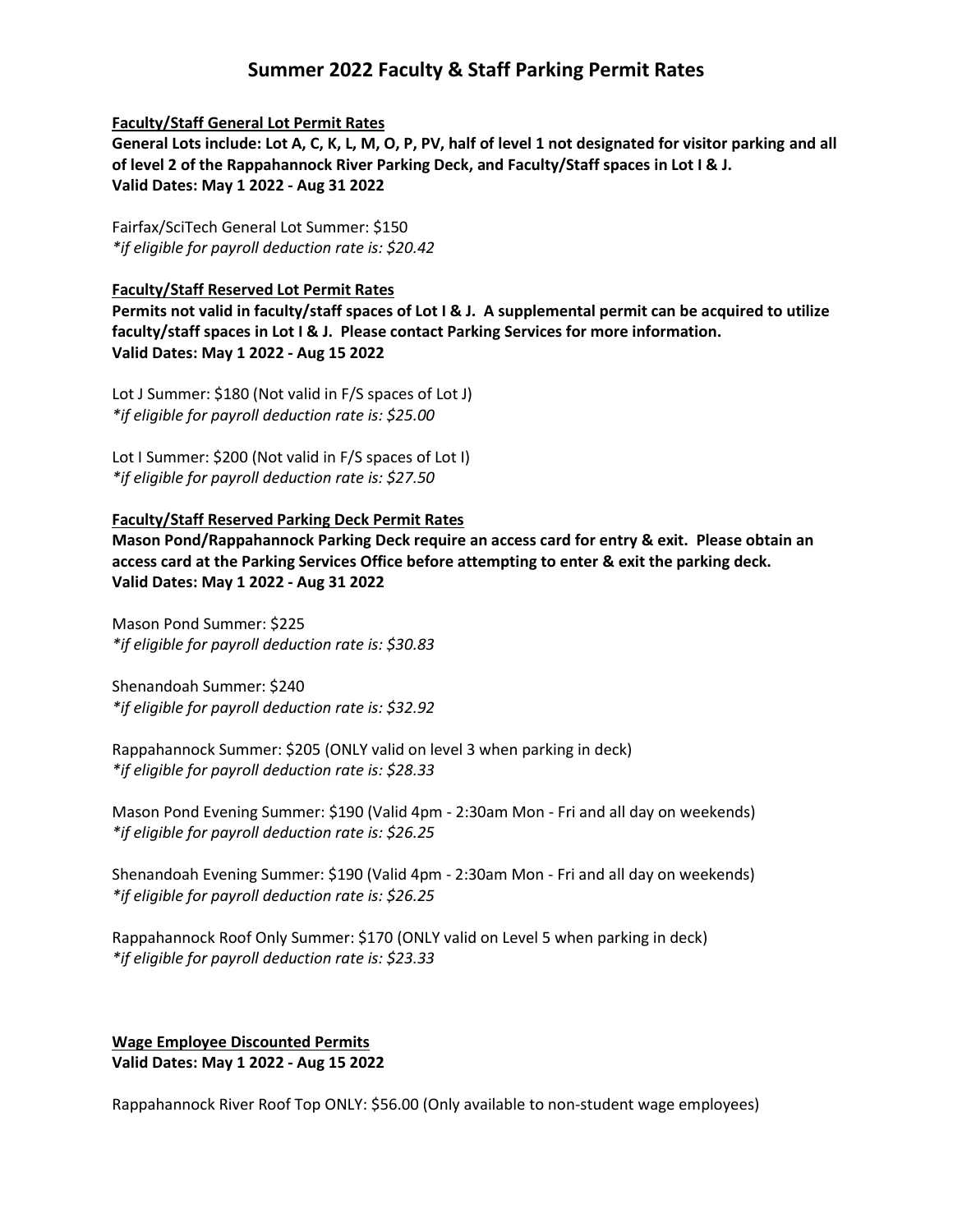# Summer 2022 Faculty & Staff Parking Permit Rates

**Faculty/Staff General Lot Permit Rates**

**General Lots include: Lot A, C, K, L, M, O, P, PV, half of level 1 not designated for visitor parking and all of level 2 of the Rappahannock River Parking Deck, and Faculty/Staff spaces in Lot I & J.**
**Valid Dates: May 1 2022 - Aug 31 2022**

Fairfax/SciTech General Lot Summer: $150
*\*if eligible for payroll deduction rate is: $20.42*

**Faculty/Staff Reserved Lot Permit Rates**

**Permits not valid in faculty/staff spaces of Lot I & J. A supplemental permit can be acquired to utilize faculty/staff spaces in Lot I & J. Please contact Parking Services for more information.**
**Valid Dates: May 1 2022 - Aug 15 2022**

Lot J Summer: $180 (Not valid in F/S spaces of Lot J)
*\*if eligible for payroll deduction rate is: $25.00*

Lot I Summer: $200 (Not valid in F/S spaces of Lot I)
*\*if eligible for payroll deduction rate is: $27.50*

**Faculty/Staff Reserved Parking Deck Permit Rates**

**Mason Pond/Rappahannock Parking Deck require an access card for entry & exit. Please obtain an access card at the Parking Services Office before attempting to enter & exit the parking deck.**
**Valid Dates: May 1 2022 - Aug 31 2022**

Mason Pond Summer: $225
*\*if eligible for payroll deduction rate is: $30.83*

Shenandoah Summer: $240
*\*if eligible for payroll deduction rate is: $32.92*

Rappahannock Summer: $205 (ONLY valid on level 3 when parking in deck)
*\*if eligible for payroll deduction rate is: $28.33*

Mason Pond Evening Summer: $190 (Valid 4pm - 2:30am Mon - Fri and all day on weekends)
*\*if eligible for payroll deduction rate is: $26.25*

Shenandoah Evening Summer: $190 (Valid 4pm - 2:30am Mon - Fri and all day on weekends)
*\*if eligible for payroll deduction rate is: $26.25*

Rappahannock Roof Only Summer: $170 (ONLY valid on Level 5 when parking in deck)
*\*if eligible for payroll deduction rate is: $23.33*

**Wage Employee Discounted Permits**
**Valid Dates: May 1 2022 - Aug 15 2022**

Rappahannock River Roof Top ONLY: $56.00 (Only available to non-student wage employees)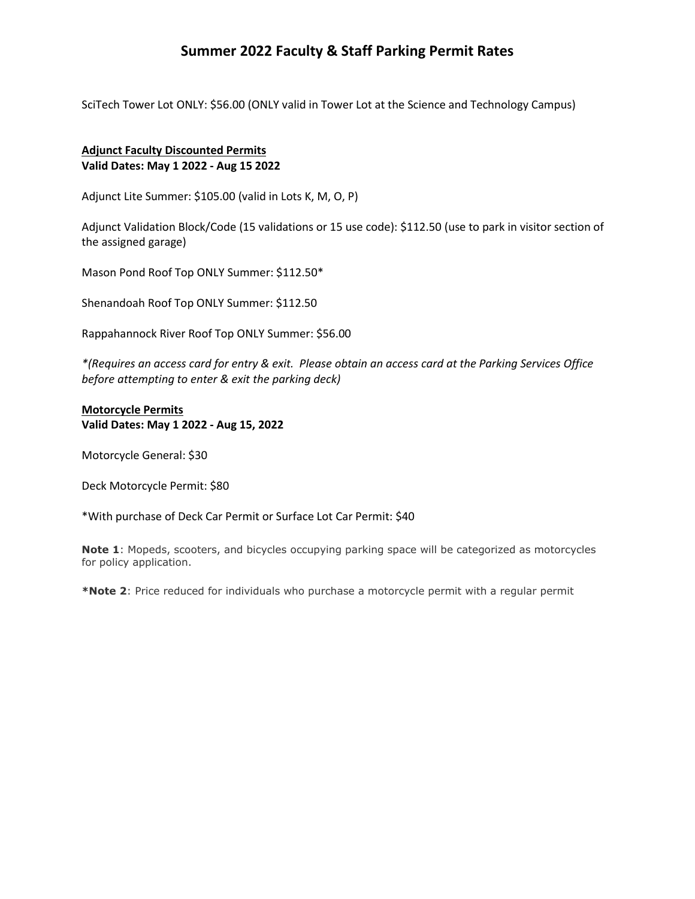# Summer 2022 Faculty & Staff Parking Permit Rates

SciTech Tower Lot ONLY: $56.00 (ONLY valid in Tower Lot at the Science and Technology Campus)

**Adjunct Faculty Discounted Permits**
**Valid Dates: May 1 2022 - Aug 15 2022**

Adjunct Lite Summer: $105.00 (valid in Lots K, M, O, P)

Adjunct Validation Block/Code (15 validations or 15 use code): $112.50 (use to park in visitor section of the assigned garage)

Mason Pond Roof Top ONLY Summer: $112.50*

Shenandoah Roof Top ONLY Summer: $112.50

Rappahannock River Roof Top ONLY Summer: $56.00

*\*(Requires an access card for entry & exit. Please obtain an access card at the Parking Services Office before attempting to enter & exit the parking deck)*

**Motorcycle Permits**
**Valid Dates: May 1 2022 - Aug 15, 2022**

Motorcycle General: $30

Deck Motorcycle Permit: $80

*With purchase of Deck Car Permit or Surface Lot Car Permit: $40

**Note 1**: Mopeds, scooters, and bicycles occupying parking space will be categorized as motorcycles for policy application.

***Note 2**: Price reduced for individuals who purchase a motorcycle permit with a regular permit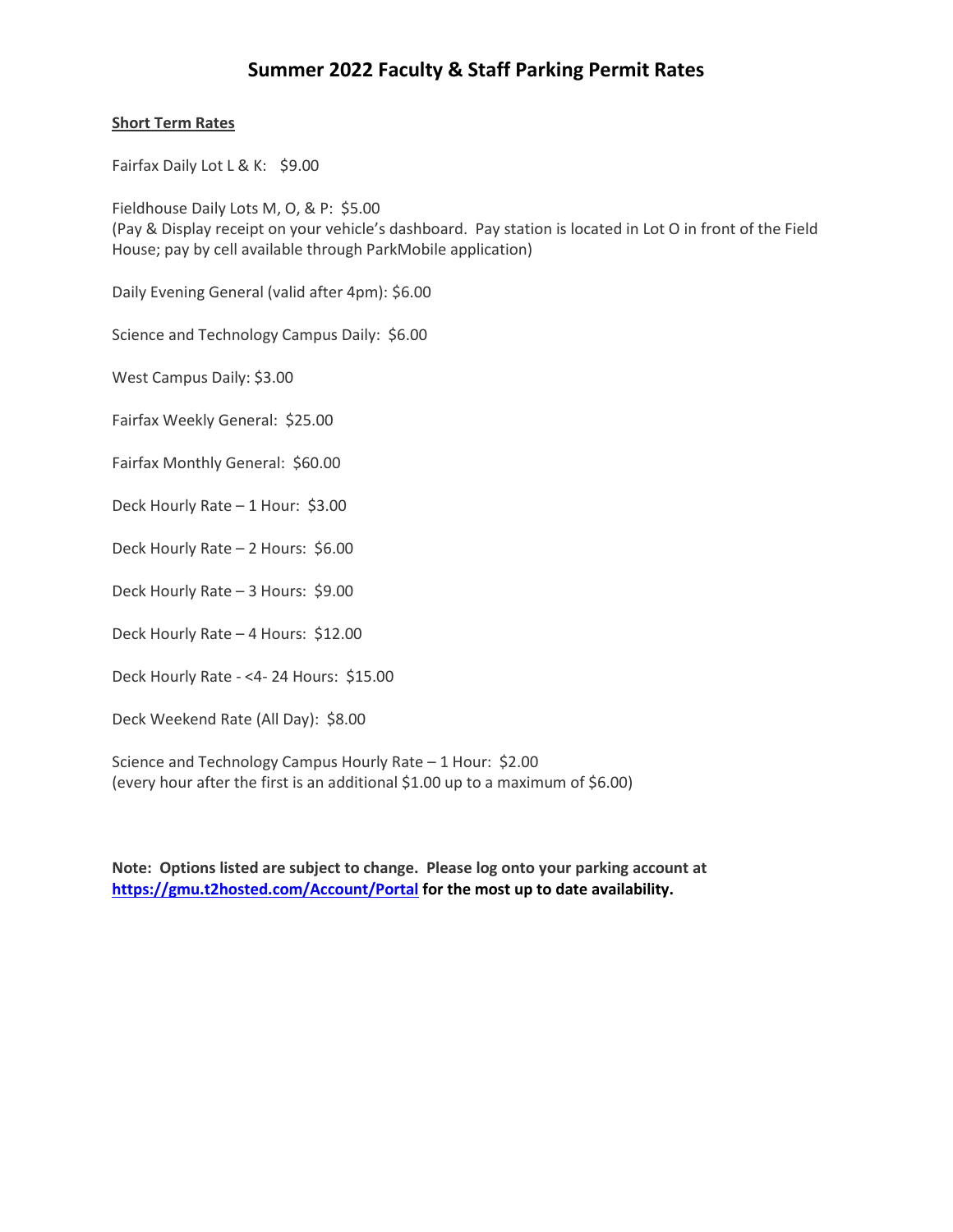# Summer 2022 Faculty & Staff Parking Permit Rates

**Short Term Rates**

Fairfax Daily Lot L & K: $9.00

Fieldhouse Daily Lots M, O, & P: $5.00
(Pay & Display receipt on your vehicle's dashboard. Pay station is located in Lot O in front of the Field House; pay by cell available through ParkMobile application)

Daily Evening General (valid after 4pm): $6.00

Science and Technology Campus Daily: $6.00

West Campus Daily: $3.00

Fairfax Weekly General: $25.00

Fairfax Monthly General: $60.00

Deck Hourly Rate – 1 Hour: $3.00

Deck Hourly Rate – 2 Hours: $6.00

Deck Hourly Rate – 3 Hours: $9.00

Deck Hourly Rate – 4 Hours: $12.00

Deck Hourly Rate - <4- 24 Hours: $15.00

Deck Weekend Rate (All Day): $8.00

Science and Technology Campus Hourly Rate – 1 Hour: $2.00
(every hour after the first is an additional $1.00 up to a maximum of $6.00)

**Note: Options listed are subject to change. Please log onto your parking account at [https://gmu.t2hosted.com/Account/Portal](https://gmu.t2hosted.com/Account/Portal) for the most up to date availability.**